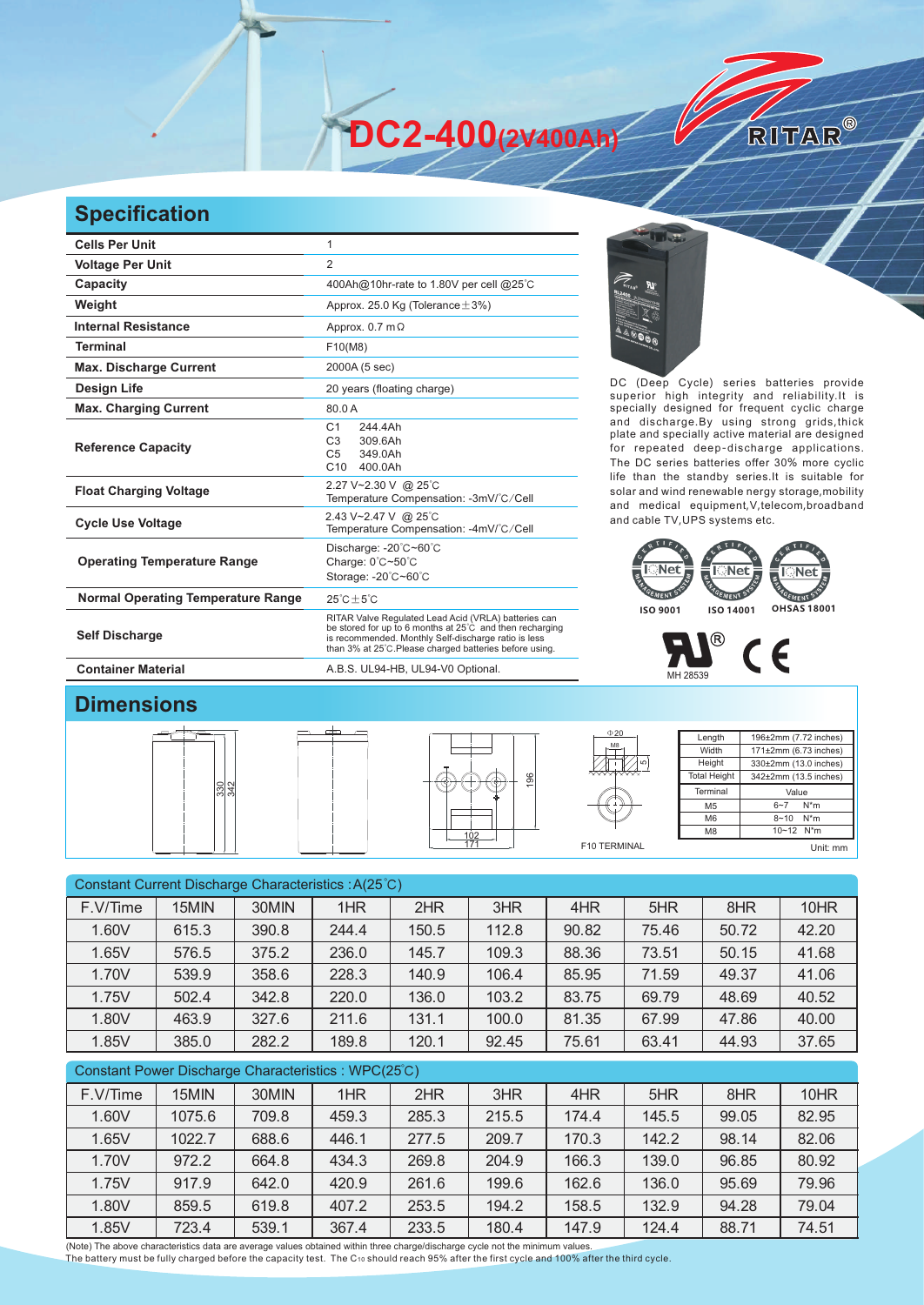# DC2-400(2V400Ah)

RITAR®

## Specification

| | |
|---|---|
| **Cells Per Unit** | 1 |
| **Voltage Per Unit** | 2 |
| **Capacity** | 400Ah@10hr-rate to 1.80V per cell @25°C |
| **Weight** | Approx. 25.0 Kg (Tolerance±3%) |
| **Internal Resistance** | Approx. 0.7 mΩ |
| **Terminal** | F10(M8) |
| **Max. Discharge Current** | 2000A (5 sec) |
| **Design Life** | 20 years (floating charge) |
| **Max. Charging Current** | 80.0 A |
| **Reference Capacity** | C1 244.4Ah<br>C3 309.6Ah<br>C5 349.0Ah<br>C10 400.0Ah |
| **Float Charging Voltage** | 2.27 V~2.30 V @ 25°C<br>Temperature Compensation: -3mV/°C/Cell |
| **Cycle Use Voltage** | 2.43 V~2.47 V @ 25°C<br>Temperature Compensation: -4mV/°C/Cell |
| **Operating Temperature Range** | Discharge: -20°C~60°C<br>Charge: 0°C~50°C<br>Storage: -20°C~60°C |
| **Normal Operating Temperature Range** | 25°C±5°C |
| **Self Discharge** | RITAR Valve Regulated Lead Acid (VRLA) batteries can be stored for up to 6 months at 25°C and then recharging is recommended. Monthly Self-discharge ratio is less than 3% at 25°C.Please charged batteries before using. |
| **Container Material** | A.B.S. UL94-HB, UL94-V0 Optional. |

DC (Deep Cycle) series batteries provide superior high integrity and reliability.It is specially designed for frequent cyclic charge and discharge.By using strong grids,thick plate and specially active material are designed for repeated deep-discharge applications. The DC series batteries offer 30% more cyclic life than the standby series.It is suitable for solar and wind renewable nergy storage,mobility and medical equipment,V,telecom,broadband and cable TV,UPS systems etc.

ISO 9001 ISO 14001 OHSAS 18001

MH 28539

## Dimensions

330 342 196 102 171 Φ20 M8 5

F10 TERMINAL

| | |
|---|---|
| Length | 196±2mm (7.72 inches) |
| Width | 171±2mm (6.73 inches) |
| Height | 330±2mm (13.0 inches) |
| Total Height | 342±2mm (13.5 inches) |
| Terminal | Value |
| M5 | 6~7 N*m |
| M6 | 8~10 N*m |
| M8 | 10~12 N*m |

Unit: mm

Constant Current Discharge Characteristics : A(25°C)

| F.V/Time | 15MIN | 30MIN | 1HR | 2HR | 3HR | 4HR | 5HR | 8HR | 10HR |
|---|---|---|---|---|---|---|---|---|---|
| 1.60V | 615.3 | 390.8 | 244.4 | 150.5 | 112.8 | 90.82 | 75.46 | 50.72 | 42.20 |
| 1.65V | 576.5 | 375.2 | 236.0 | 145.7 | 109.3 | 88.36 | 73.51 | 50.15 | 41.68 |
| 1.70V | 539.9 | 358.6 | 228.3 | 140.9 | 106.4 | 85.95 | 71.59 | 49.37 | 41.06 |
| 1.75V | 502.4 | 342.8 | 220.0 | 136.0 | 103.2 | 83.75 | 69.79 | 48.69 | 40.52 |
| 1.80V | 463.9 | 327.6 | 211.6 | 131.1 | 100.0 | 81.35 | 67.99 | 47.86 | 40.00 |
| 1.85V | 385.0 | 282.2 | 189.8 | 120.1 | 92.45 | 75.61 | 63.41 | 44.93 | 37.65 |

Constant Power Discharge Characteristics : WPC(25°C)

| F.V/Time | 15MIN | 30MIN | 1HR | 2HR | 3HR | 4HR | 5HR | 8HR | 10HR |
|---|---|---|---|---|---|---|---|---|---|
| 1.60V | 1075.6 | 709.8 | 459.3 | 285.3 | 215.5 | 174.4 | 145.5 | 99.05 | 82.95 |
| 1.65V | 1022.7 | 688.6 | 446.1 | 277.5 | 209.7 | 170.3 | 142.2 | 98.14 | 82.06 |
| 1.70V | 972.2 | 664.8 | 434.3 | 269.8 | 204.9 | 166.3 | 139.0 | 96.85 | 80.92 |
| 1.75V | 917.9 | 642.0 | 420.9 | 261.6 | 199.6 | 162.6 | 136.0 | 95.69 | 79.96 |
| 1.80V | 859.5 | 619.8 | 407.2 | 253.5 | 194.2 | 158.5 | 132.9 | 94.28 | 79.04 |
| 1.85V | 723.4 | 539.1 | 367.4 | 233.5 | 180.4 | 147.9 | 124.4 | 88.71 | 74.51 |

(Note) The above characteristics data are average values obtained within three charge/discharge cycle not the minimum values.
The battery must be fully charged before the capacity test. The $C_{10}$ should reach 95% after the first cycle and 100% after the third cycle.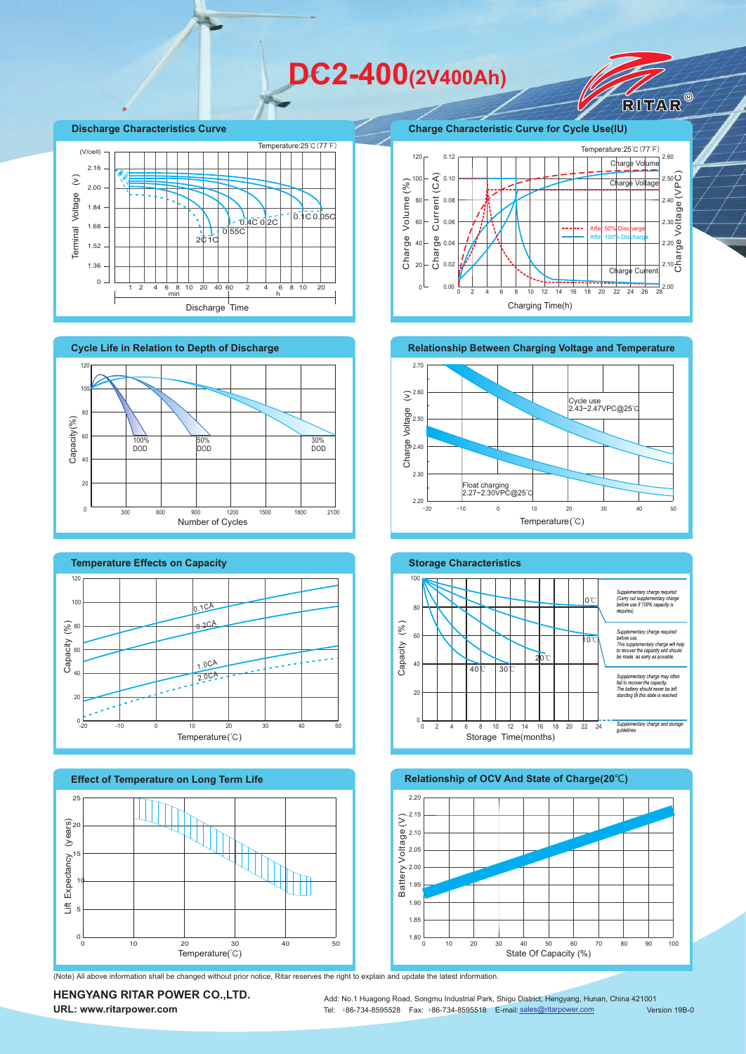# DC2-400(2V400Ah)

RITAR®

## Discharge Characteristics Curve

Temperature:25°C (77°F)

(V/cell)

Terminal Voltage (v)

2.16
2.00
1.84
1.68
1.52
1.36
0

1 2 4 6 8 10 20 40 60 2 4 6 8 10 20

min h

Discharge Time

2C 1C 0.55C 0.4C 0.2C 0.1C 0.05C

## Charge Characteristic Curve for Cycle Use(IU)

Temperature:25°C (77°F)

Charge Volume (%) 120 100 80 60 40 20 0

Charge Current (CA) 0.12 0.10 0.08 0.06 0.04 0.02 0.00

Charge Voltage (VPC) 2.60 2.50 2.40 2.30 2.20 2.10 2.00

Charge Volume

Charge Voltage

After 50% Discharge

After 100% Discharge

Charge Current

0 2 4 6 8 10 12 14 16 18 20 22 24 26 28

Charging Time(h)

## Cycle Life in Relation to Depth of Discharge

Capacity(%)

120 100 80 60 40 20 0

100% DOD

50% DOD

30% DOD

300 600 900 1200 1500 1800 2100

Number of Cycles

## Relationship Between Charging Voltage and Temperature

Charge Voltage (v)

2.70 2.60 2.50 2.40 2.30 2.20

Cycle use
2.43~2.47VPC@25°C

Float charging
2.27~2.30VPC@25°C

−20 −10 0 10 20 30 40 50

Temperature(°C)

## Temperature Effects on Capacity

Capacity (%)

120 100 80 60 40 20 0

0.1CA
0.2CA
1.0CA
2.0CA

-20 -10 0 10 20 30 40 50

Temperature(°C)

## Storage Characteristics

Capacity (%)

100 80 60 40 20 0

0°C
10°C
20°C
30°C
40°C

0 2 4 6 8 10 12 14 16 18 20 22 24

Storage Time(months)

Supplementary charge required (Carry out supplementary charge before use if 100% capacity is requires)

Supplementary charge required before use. This supplementary charge will help to recover the capacity and should be made as early as possible.

Supplementary charge may often fail to recover the capacity. The battery should never be left standing till this state is reached

Supplementary charge and storage guidelines

## Effect of Temperature on Long Term Life

Lift Expectancy (years)

25 20 15 10 5 0

0 10 20 30 40 50

Temperature(°C)

## Relationship of OCV And State of Charge(20°C)

Battery Voltage (V)

2.20 2.15 2.10 2.05 2.00 1.95 1.90 1.85 1.80

0 10 20 30 40 50 60 70 80 90 100

State Of Capacity (%)

(Note) All above information shall be changed without prior notice, Ritar reserves the right to explain and update the latest information.

**HENGYANG RITAR POWER CO.,LTD.**

**URL: www.ritarpower.com**

Add: No.1 Huagong Road, Songmu Industrial Park, Shigu District, Hengyang, Hunan, China 421001

Tel: +86-734-8595528 Fax: +86-734-8595518 E-mail: sales@ritarpower.com

Version 19B-0